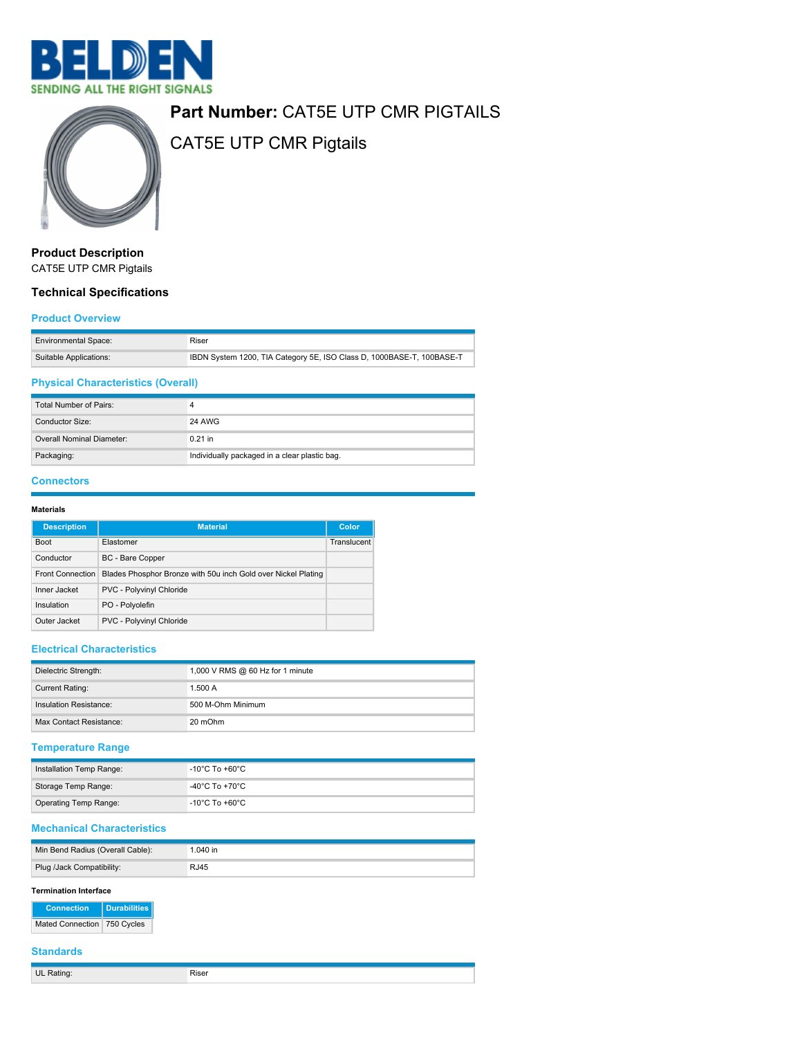# Part Number: CAT5E UTP CMR PIGTAILS

## CAT5E UTP CMR Pigtails

### Product Description

CAT5E UTP CMR Pigtails

### Technical Specifications

#### Product Overview

| | |
|---|---|
| Environmental Space: | Riser |
| Suitable Applications: | IBDN System 1200, TIA Category 5E, ISO Class D, 1000BASE-T, 100BASE-T |

#### Physical Characteristics (Overall)

| | |
|---|---|
| Total Number of Pairs: | 4 |
| Conductor Size: | 24 AWG |
| Overall Nominal Diameter: | 0.21 in |
| Packaging: | Individually packaged in a clear plastic bag. |

#### Connectors

**Materials**

| Description | Material | Color |
|---|---|---|
| Boot | Elastomer | Translucent |
| Conductor | BC - Bare Copper | |
| Front Connection | Blades Phosphor Bronze with 50u inch Gold over Nickel Plating | |
| Inner Jacket | PVC - Polyvinyl Chloride | |
| Insulation | PO - Polyolefin | |
| Outer Jacket | PVC - Polyvinyl Chloride | |

#### Electrical Characteristics

| | |
|---|---|
| Dielectric Strength: | 1,000 V RMS @ 60 Hz for 1 minute |
| Current Rating: | 1.500 A |
| Insulation Resistance: | 500 M-Ohm Minimum |
| Max Contact Resistance: | 20 mOhm |

#### Temperature Range

| | |
|---|---|
| Installation Temp Range: | -10°C To +60°C |
| Storage Temp Range: | -40°C To +70°C |
| Operating Temp Range: | -10°C To +60°C |

#### Mechanical Characteristics

| | |
|---|---|
| Min Bend Radius (Overall Cable): | 1.040 in |
| Plug /Jack Compatibility: | RJ45 |

**Termination Interface**

| Connection | Durabilities |
|---|---|
| Mated Connection | 750 Cycles |

#### Standards

| | |
|---|---|
| UL Rating: | Riser |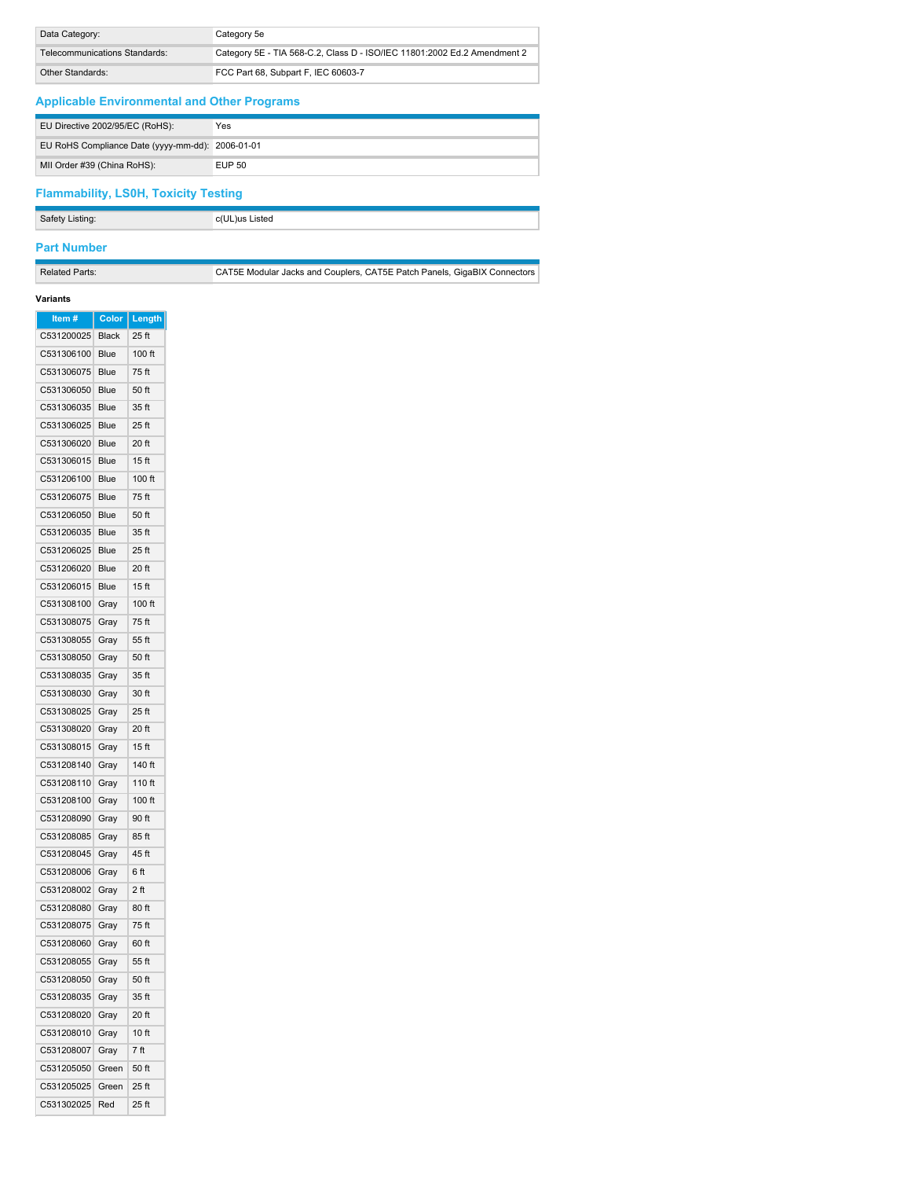| | |
|---|---|
| Data Category: | Category 5e |
| Telecommunications Standards: | Category 5E - TIA 568-C.2, Class D - ISO/IEC 11801:2002 Ed.2 Amendment 2 |
| Other Standards: | FCC Part 68, Subpart F, IEC 60603-7 |

## Applicable Environmental and Other Programs

| | |
|---|---|
| EU Directive 2002/95/EC (RoHS): | Yes |
| EU RoHS Compliance Date (yyyy-mm-dd): | 2006-01-01 |
| MII Order #39 (China RoHS): | EUP 50 |

## Flammability, LS0H, Toxicity Testing

| | |
|---|---|
| Safety Listing: | c(UL)us Listed |

## Part Number

| | |
|---|---|
| Related Parts: | CAT5E Modular Jacks and Couplers, CAT5E Patch Panels, GigaBIX Connectors |

**Variants**

| Item # | Color | Length |
|---|---|---|
| C531200025 | Black | 25 ft |
| C531306100 | Blue | 100 ft |
| C531306075 | Blue | 75 ft |
| C531306050 | Blue | 50 ft |
| C531306035 | Blue | 35 ft |
| C531306025 | Blue | 25 ft |
| C531306020 | Blue | 20 ft |
| C531306015 | Blue | 15 ft |
| C531206100 | Blue | 100 ft |
| C531206075 | Blue | 75 ft |
| C531206050 | Blue | 50 ft |
| C531206035 | Blue | 35 ft |
| C531206025 | Blue | 25 ft |
| C531206020 | Blue | 20 ft |
| C531206015 | Blue | 15 ft |
| C531308100 | Gray | 100 ft |
| C531308075 | Gray | 75 ft |
| C531308055 | Gray | 55 ft |
| C531308050 | Gray | 50 ft |
| C531308035 | Gray | 35 ft |
| C531308030 | Gray | 30 ft |
| C531308025 | Gray | 25 ft |
| C531308020 | Gray | 20 ft |
| C531308015 | Gray | 15 ft |
| C531208140 | Gray | 140 ft |
| C531208110 | Gray | 110 ft |
| C531208100 | Gray | 100 ft |
| C531208090 | Gray | 90 ft |
| C531208085 | Gray | 85 ft |
| C531208045 | Gray | 45 ft |
| C531208006 | Gray | 6 ft |
| C531208002 | Gray | 2 ft |
| C531208080 | Gray | 80 ft |
| C531208075 | Gray | 75 ft |
| C531208060 | Gray | 60 ft |
| C531208055 | Gray | 55 ft |
| C531208050 | Gray | 50 ft |
| C531208035 | Gray | 35 ft |
| C531208020 | Gray | 20 ft |
| C531208010 | Gray | 10 ft |
| C531208007 | Gray | 7 ft |
| C531205050 | Green | 50 ft |
| C531205025 | Green | 25 ft |
| C531302025 | Red | 25 ft |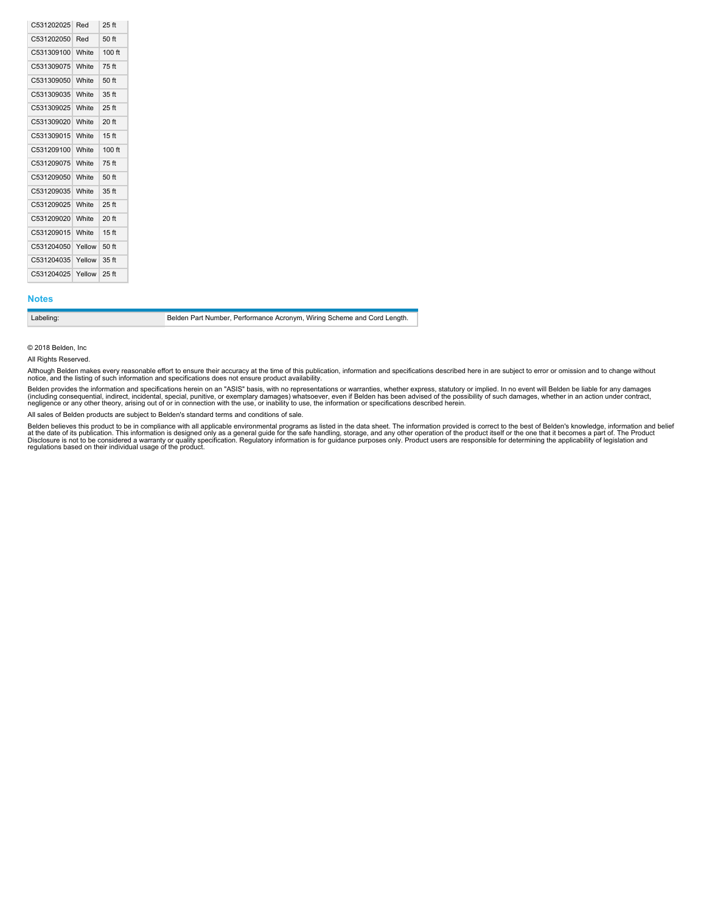| | | |
|---|---|---|
| C531202025 | Red | 25 ft |
| C531202050 | Red | 50 ft |
| C531309100 | White | 100 ft |
| C531309075 | White | 75 ft |
| C531309050 | White | 50 ft |
| C531309035 | White | 35 ft |
| C531309025 | White | 25 ft |
| C531309020 | White | 20 ft |
| C531309015 | White | 15 ft |
| C531209100 | White | 100 ft |
| C531209075 | White | 75 ft |
| C531209050 | White | 50 ft |
| C531209035 | White | 35 ft |
| C531209025 | White | 25 ft |
| C531209020 | White | 20 ft |
| C531209015 | White | 15 ft |
| C531204050 | Yellow | 50 ft |
| C531204035 | Yellow | 35 ft |
| C531204025 | Yellow | 25 ft |

## Notes

| | |
|---|---|
| Labeling: | Belden Part Number, Performance Acronym, Wiring Scheme and Cord Length. |

© 2018 Belden, Inc

All Rights Reserved.

Although Belden makes every reasonable effort to ensure their accuracy at the time of this publication, information and specifications described here in are subject to error or omission and to change without notice, and the listing of such information and specifications does not ensure product availability.

Belden provides the information and specifications herein on an "ASIS" basis, with no representations or warranties, whether express, statutory or implied. In no event will Belden be liable for any damages (including consequential, indirect, incidental, special, punitive, or exemplary damages) whatsoever, even if Belden has been advised of the possibility of such damages, whether in an action under contract, negligence or any other theory, arising out of or in connection with the use, or inability to use, the information or specifications described herein.

All sales of Belden products are subject to Belden's standard terms and conditions of sale.

Belden believes this product to be in compliance with all applicable environmental programs as listed in the data sheet. The information provided is correct to the best of Belden's knowledge, information and belief at the date of its publication. This information is designed only as a general guide for the safe handling, storage, and any other operation of the product itself or the one that it becomes a part of. The Product Disclosure is not to be considered a warranty or quality specification. Regulatory information is for guidance purposes only. Product users are responsible for determining the applicability of legislation and regulations based on their individual usage of the product.